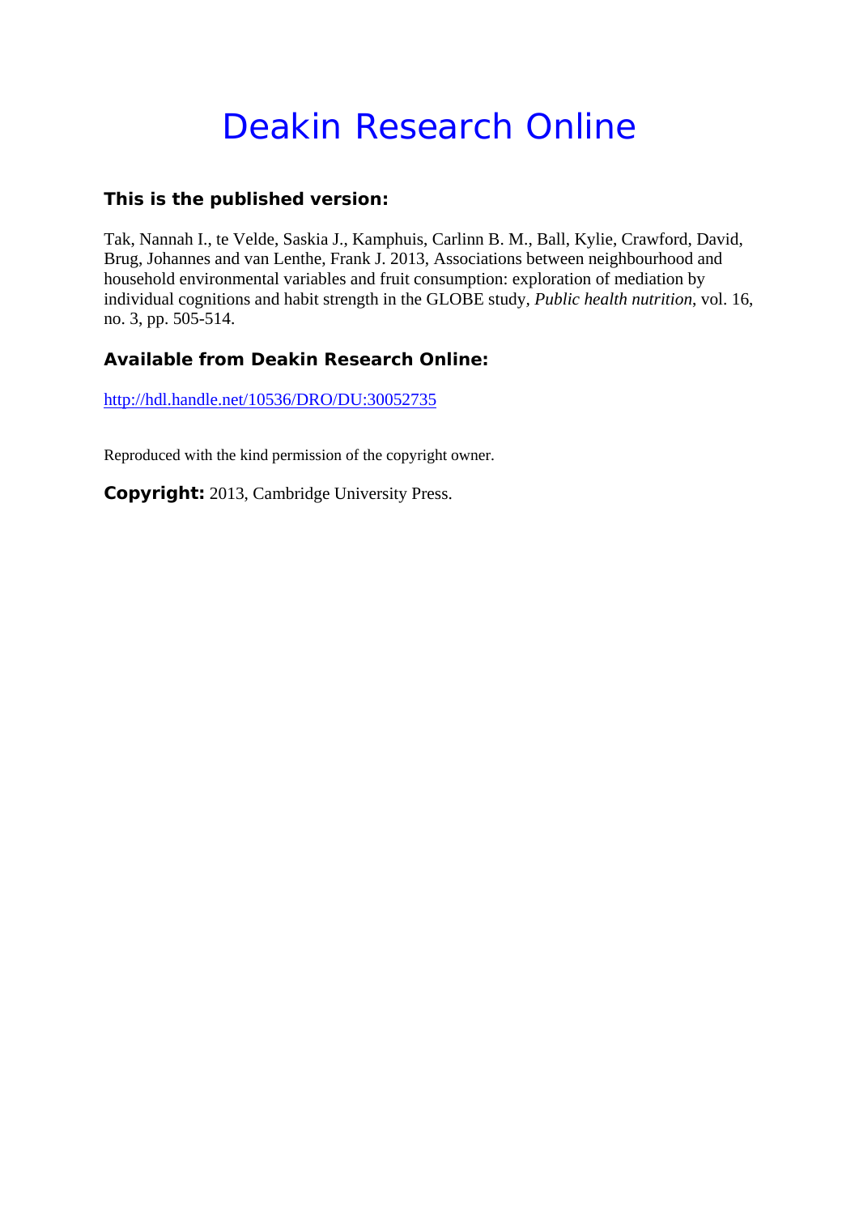# Deakin Research Online

### This is the published version:

Tak, Nannah I., te Velde, Saskia J., Kamphuis, Carlinn B. M., Ball, Kylie, Crawford, David, Brug, Johannes and van Lenthe, Frank J. 2013, Associations between neighbourhood and household environmental variables and fruit consumption: exploration of mediation by individual cognitions and habit strength in the GLOBE study, *Public health nutrition*, vol. 16, no. 3, pp. 505-514.

### Available from Deakin Research Online:

http://hdl.handle.net/10536/DRO/DU:30052735

Reproduced with the kind permission of the copyright owner.

**Copyright:** 2013, Cambridge University Press.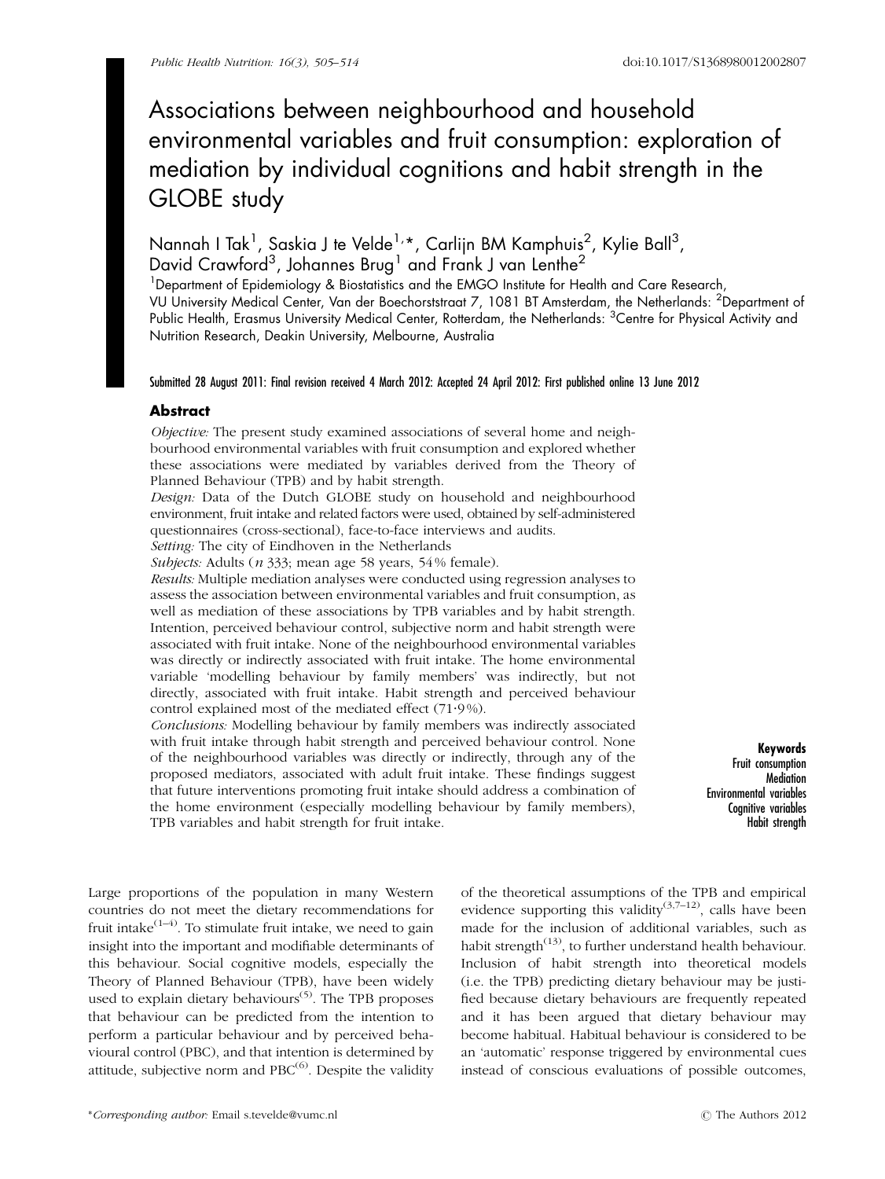# Associations between neighbourhood and household environmental variables and fruit consumption: exploration of mediation by individual cognitions and habit strength in the GLOBE study

Nannah I Tak[1], Saskia J te Velde[1,*], Carlijn BM Kamphuis[2], Kylie Ball[3], David Crawford[3], Johannes Brug[1] and Frank J van Lenthe[2]

[1]Department of Epidemiology & Biostatistics and the EMGO Institute for Health and Care Research, VU University Medical Center, Van der Boechorststraat 7, 1081 BT Amsterdam, the Netherlands: [2]Department of Public Health, Erasmus University Medical Center, Rotterdam, the Netherlands: [3]Centre for Physical Activity and Nutrition Research, Deakin University, Melbourne, Australia

**Submitted 28 August 2011: Final revision received 4 March 2012: Accepted 24 April 2012: First published online 13 June 2012**

## Abstract

*Objective:* The present study examined associations of several home and neighbourhood environmental variables with fruit consumption and explored whether these associations were mediated by variables derived from the Theory of Planned Behaviour (TPB) and by habit strength.

*Design:* Data of the Dutch GLOBE study on household and neighbourhood environment, fruit intake and related factors were used, obtained by self-administered questionnaires (cross-sectional), face-to-face interviews and audits.

*Setting:* The city of Eindhoven in the Netherlands

*Subjects:* Adults (*n* 333; mean age 58 years, 54 % female).

*Results:* Multiple mediation analyses were conducted using regression analyses to assess the association between environmental variables and fruit consumption, as well as mediation of these associations by TPB variables and by habit strength. Intention, perceived behaviour control, subjective norm and habit strength were associated with fruit intake. None of the neighbourhood environmental variables was directly or indirectly associated with fruit intake. The home environmental variable 'modelling behaviour by family members' was indirectly, but not directly, associated with fruit intake. Habit strength and perceived behaviour control explained most of the mediated effect (71·9 %).

*Conclusions:* Modelling behaviour by family members was indirectly associated with fruit intake through habit strength and perceived behaviour control. None of the neighbourhood variables was directly or indirectly, through any of the proposed mediators, associated with adult fruit intake. These findings suggest that future interventions promoting fruit intake should address a combination of the home environment (especially modelling behaviour by family members), TPB variables and habit strength for fruit intake.

**Keywords**
Fruit consumption
Mediation
Environmental variables
Cognitive variables
Habit strength

Large proportions of the population in many Western countries do not meet the dietary recommendations for fruit intake[1–4]. To stimulate fruit intake, we need to gain insight into the important and modifiable determinants of this behaviour. Social cognitive models, especially the Theory of Planned Behaviour (TPB), have been widely used to explain dietary behaviours[5]. The TPB proposes that behaviour can be predicted from the intention to perform a particular behaviour and by perceived behavioural control (PBC), and that intention is determined by attitude, subjective norm and PBC[6]. Despite the validity of the theoretical assumptions of the TPB and empirical evidence supporting this validity[3,7–12], calls have been made for the inclusion of additional variables, such as habit strength[13], to further understand health behaviour. Inclusion of habit strength into theoretical models (i.e. the TPB) predicting dietary behaviour may be justified because dietary behaviours are frequently repeated and it has been argued that dietary behaviour may become habitual. Habitual behaviour is considered to be an 'automatic' response triggered by environmental cues instead of conscious evaluations of possible outcomes,

*Corresponding author: Email s.tevelde@vumc.nl

© The Authors 2012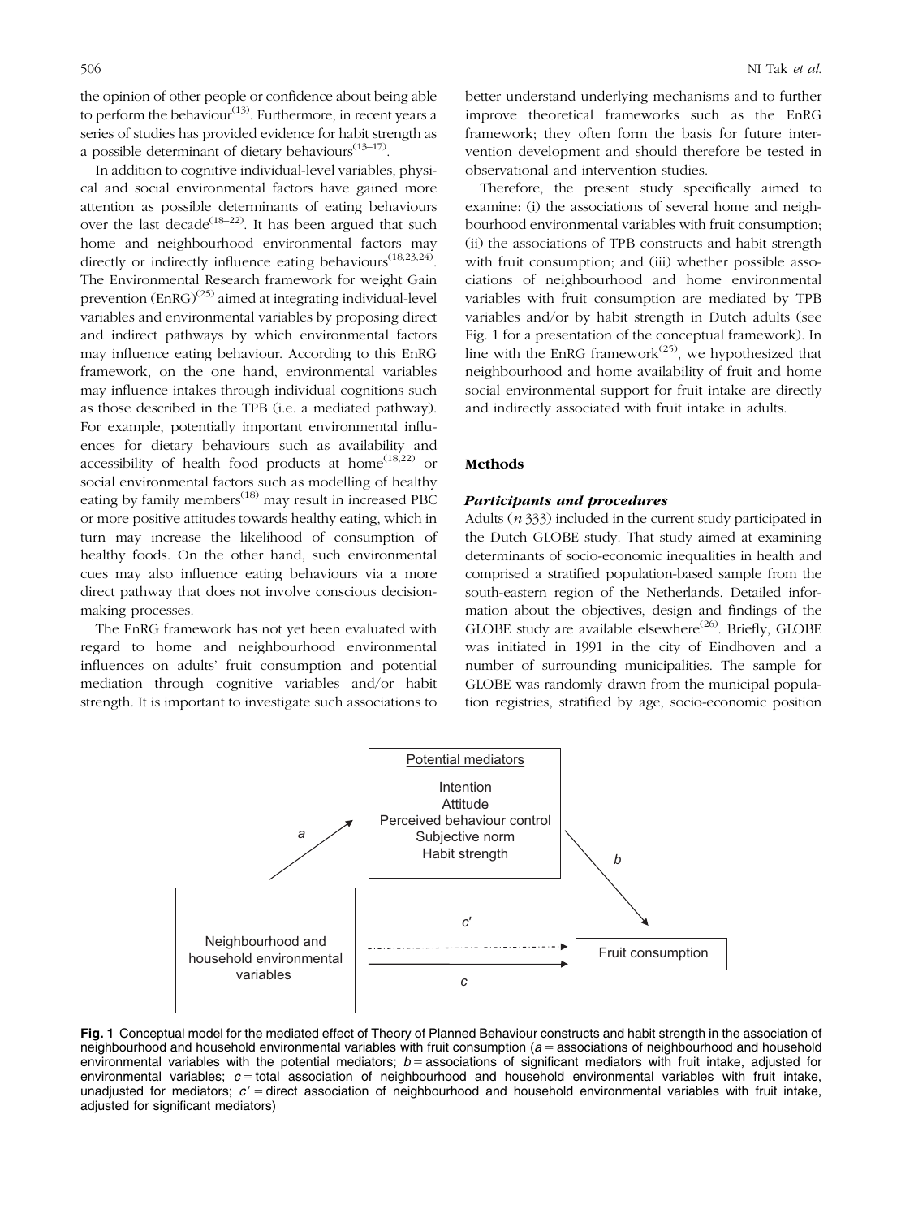the opinion of other people or confidence about being able to perform the behaviour[13]. Furthermore, in recent years a series of studies has provided evidence for habit strength as a possible determinant of dietary behaviours[13–17].

In addition to cognitive individual-level variables, physical and social environmental factors have gained more attention as possible determinants of eating behaviours over the last decade[18–22]. It has been argued that such home and neighbourhood environmental factors may directly or indirectly influence eating behaviours[18,23,24]. The Environmental Research framework for weight Gain prevention (EnRG)[25] aimed at integrating individual-level variables and environmental variables by proposing direct and indirect pathways by which environmental factors may influence eating behaviour. According to this EnRG framework, on the one hand, environmental variables may influence intakes through individual cognitions such as those described in the TPB (i.e. a mediated pathway). For example, potentially important environmental influences for dietary behaviours such as availability and accessibility of health food products at home[18,22] or social environmental factors such as modelling of healthy eating by family members[18] may result in increased PBC or more positive attitudes towards healthy eating, which in turn may increase the likelihood of consumption of healthy foods. On the other hand, such environmental cues may also influence eating behaviours via a more direct pathway that does not involve conscious decision-making processes.

The EnRG framework has not yet been evaluated with regard to home and neighbourhood environmental influences on adults' fruit consumption and potential mediation through cognitive variables and/or habit strength. It is important to investigate such associations to better understand underlying mechanisms and to further improve theoretical frameworks such as the EnRG framework; they often form the basis for future intervention development and should therefore be tested in observational and intervention studies.

Therefore, the present study specifically aimed to examine: (i) the associations of several home and neighbourhood environmental variables with fruit consumption; (ii) the associations of TPB constructs and habit strength with fruit consumption; and (iii) whether possible associations of neighbourhood and home environmental variables with fruit consumption are mediated by TPB variables and/or by habit strength in Dutch adults (see Fig. 1 for a presentation of the conceptual framework). In line with the EnRG framework[25], we hypothesized that neighbourhood and home availability of fruit and home social environmental support for fruit intake are directly and indirectly associated with fruit intake in adults.

## Methods

### Participants and procedures

Adults (*n* 333) included in the current study participated in the Dutch GLOBE study. That study aimed at examining determinants of socio-economic inequalities in health and comprised a stratified population-based sample from the south-eastern region of the Netherlands. Detailed information about the objectives, design and findings of the GLOBE study are available elsewhere[26]. Briefly, GLOBE was initiated in 1991 in the city of Eindhoven and a number of surrounding municipalities. The sample for GLOBE was randomly drawn from the municipal population registries, stratified by age, socio-economic position

Potential mediators: Intention, Attitude, Perceived behaviour control, Subjective norm, Habit strength

Neighbourhood and household environmental variables → (a) Potential mediators → (b) Fruit consumption; Neighbourhood and household environmental variables → (c′, c) Fruit consumption

**Fig. 1** Conceptual model for the mediated effect of Theory of Planned Behaviour constructs and habit strength in the association of neighbourhood and household environmental variables with fruit consumption ($a$ = associations of neighbourhood and household environmental variables with the potential mediators; $b$ = associations of significant mediators with fruit intake, adjusted for environmental variables; $c$ = total association of neighbourhood and household environmental variables with fruit intake, unadjusted for mediators; $c'$ = direct association of neighbourhood and household environmental variables with fruit intake, adjusted for significant mediators)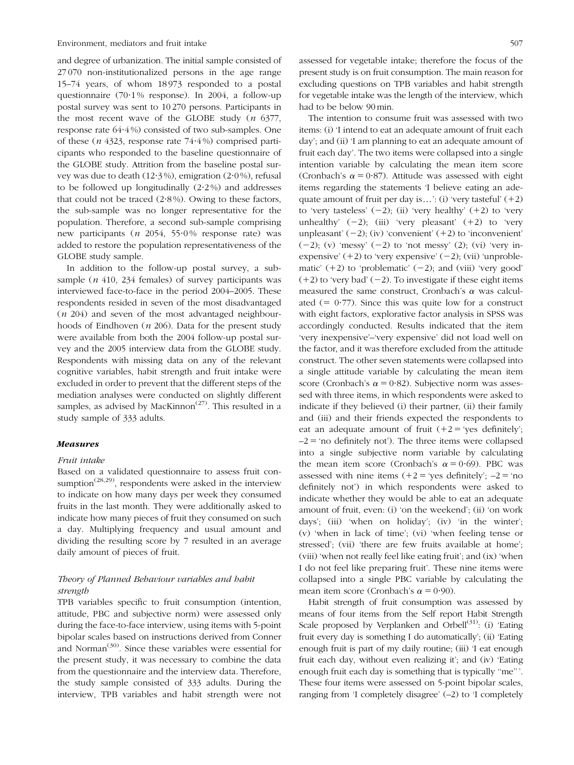and degree of urbanization. The initial sample consisted of 27 070 non-institutionalized persons in the age range 15–74 years, of whom 18 973 responded to a postal questionnaire (70·1 % response). In 2004, a follow-up postal survey was sent to 10 270 persons. Participants in the most recent wave of the GLOBE study (*n* 6377, response rate 64·4 %) consisted of two sub-samples. One of these (*n* 4323, response rate 74·4 %) comprised participants who responded to the baseline questionnaire of the GLOBE study. Attrition from the baseline postal survey was due to death (12·3 %), emigration (2·0 %), refusal to be followed up longitudinally (2·2 %) and addresses that could not be traced (2·8 %). Owing to these factors, the sub-sample was no longer representative for the population. Therefore, a second sub-sample comprising new participants (*n* 2054, 55·0 % response rate) was added to restore the population representativeness of the GLOBE study sample.

In addition to the follow-up postal survey, a sub-sample (*n* 410, 234 females) of survey participants was interviewed face-to-face in the period 2004–2005. These respondents resided in seven of the most disadvantaged (*n* 204) and seven of the most advantaged neighbourhoods of Eindhoven (*n* 206). Data for the present study were available from both the 2004 follow-up postal survey and the 2005 interview data from the GLOBE study. Respondents with missing data on any of the relevant cognitive variables, habit strength and fruit intake were excluded in order to prevent that the different steps of the mediation analyses were conducted on slightly different samples, as advised by MacKinnon[27]. This resulted in a study sample of 333 adults.

### Measures

#### Fruit intake

Based on a validated questionnaire to assess fruit consumption[28,29], respondents were asked in the interview to indicate on how many days per week they consumed fruits in the last month. They were additionally asked to indicate how many pieces of fruit they consumed on such a day. Multiplying frequency and usual amount and dividing the resulting score by 7 resulted in an average daily amount of pieces of fruit.

#### Theory of Planned Behaviour variables and habit strength

TPB variables specific to fruit consumption (intention, attitude, PBC and subjective norm) were assessed only during the face-to-face interview, using items with 5-point bipolar scales based on instructions derived from Conner and Norman[30]. Since these variables were essential for the present study, it was necessary to combine the data from the questionnaire and the interview data. Therefore, the study sample consisted of 333 adults. During the interview, TPB variables and habit strength were not assessed for vegetable intake; therefore the focus of the present study is on fruit consumption. The main reason for excluding questions on TPB variables and habit strength for vegetable intake was the length of the interview, which had to be below 90 min.

The intention to consume fruit was assessed with two items: (i) 'I intend to eat an adequate amount of fruit each day'; and (ii) 'I am planning to eat an adequate amount of fruit each day'. The two items were collapsed into a single intention variable by calculating the mean item score (Cronbach's $\alpha = 0·87$). Attitude was assessed with eight items regarding the statements 'I believe eating an adequate amount of fruit per day is…': (i) 'very tasteful' (+2) to 'very tasteless' (−2); (ii) 'very healthy' (+2) to 'very unhealthy' (−2); (iii) 'very pleasant' (+2) to 'very unpleasant' (−2); (iv) 'convenient' (+2) to 'inconvenient' (−2); (v) 'messy' (−2) to 'not messy' (2); (vi) 'very inexpensive' (+2) to 'very expensive' (−2); (vii) 'unproblematic' (+2) to 'problematic' (−2); and (viii) 'very good' (+2) to 'very bad' (−2). To investigate if these eight items measured the same construct, Cronbach's $\alpha$ was calculated (= 0·77). Since this was quite low for a construct with eight factors, explorative factor analysis in SPSS was accordingly conducted. Results indicated that the item 'very inexpensive'–'very expensive' did not load well on the factor, and it was therefore excluded from the attitude construct. The other seven statements were collapsed into a single attitude variable by calculating the mean item score (Cronbach's $\alpha = 0·82$). Subjective norm was assessed with three items, in which respondents were asked to indicate if they believed (i) their partner, (ii) their family and (iii) and their friends expected the respondents to eat an adequate amount of fruit (+2 = 'yes definitely'; –2 = 'no definitely not'). The three items were collapsed into a single subjective norm variable by calculating the mean item score (Cronbach's $\alpha = 0·69$). PBC was assessed with nine items (+2 = 'yes definitely'; −2 = 'no definitely not') in which respondents were asked to indicate whether they would be able to eat an adequate amount of fruit, even: (i) 'on the weekend'; (ii) 'on work days'; (iii) 'when on holiday'; (iv) 'in the winter'; (v) 'when in lack of time'; (vi) 'when feeling tense or stressed'; (vii) 'there are few fruits available at home'; (viii) 'when not really feel like eating fruit'; and (ix) 'when I do not feel like preparing fruit'. These nine items were collapsed into a single PBC variable by calculating the mean item score (Cronbach's $\alpha = 0·90$).

Habit strength of fruit consumption was assessed by means of four items from the Self report Habit Strength Scale proposed by Verplanken and Orbell[31]: (i) 'Eating fruit every day is something I do automatically'; (ii) 'Eating enough fruit is part of my daily routine; (iii) 'I eat enough fruit each day, without even realizing it'; and (iv) 'Eating enough fruit each day is something that is typically "me"'. These four items were assessed on 5-point bipolar scales, ranging from 'I completely disagree' (–2) to 'I completely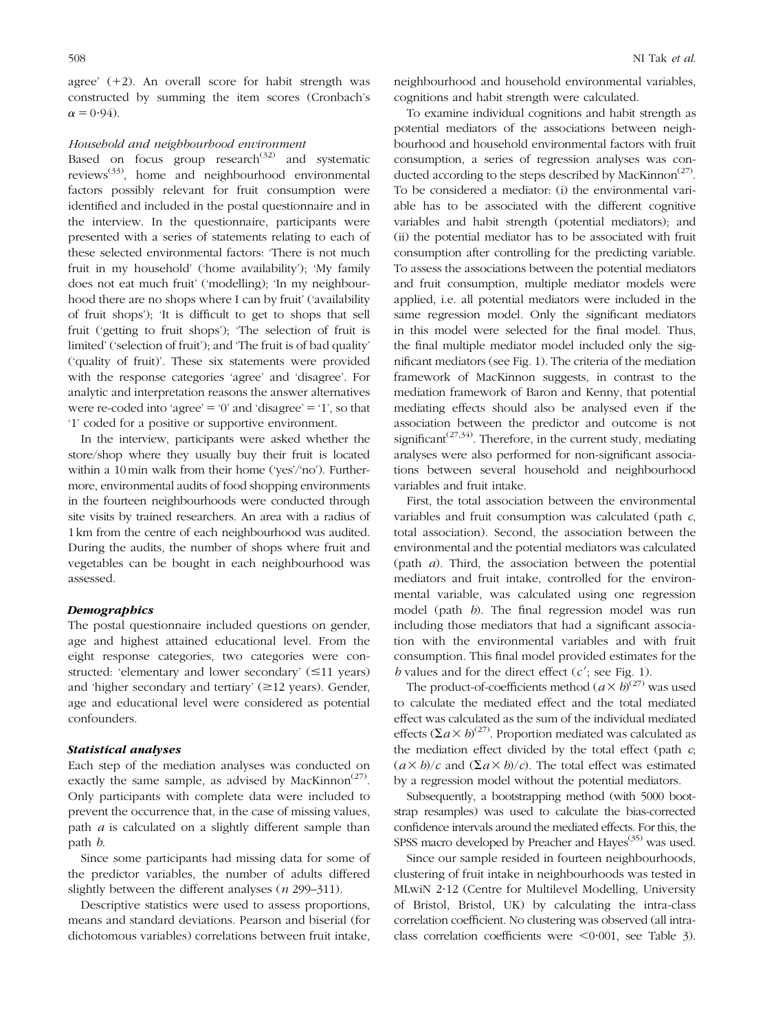agree' (+2). An overall score for habit strength was constructed by summing the item scores (Cronbach's $\alpha = 0{\cdot}94$).

*Household and neighbourhood environment*

Based on focus group research[32] and systematic reviews[33], home and neighbourhood environmental factors possibly relevant for fruit consumption were identified and included in the postal questionnaire and in the interview. In the questionnaire, participants were presented with a series of statements relating to each of these selected environmental factors: 'There is not much fruit in my household' ('home availability'); 'My family does not eat much fruit' ('modelling); 'In my neighbourhood there are no shops where I can by fruit' ('availability of fruit shops'); 'It is difficult to get to shops that sell fruit ('getting to fruit shops'); 'The selection of fruit is limited' ('selection of fruit'); and 'The fruit is of bad quality' ('quality of fruit)'. These six statements were provided with the response categories 'agree' and 'disagree'. For analytic and interpretation reasons the answer alternatives were re-coded into 'agree' = '0' and 'disagree' = '1', so that '1' coded for a positive or supportive environment.

In the interview, participants were asked whether the store/shop where they usually buy their fruit is located within a 10 min walk from their home ('yes'/'no'). Furthermore, environmental audits of food shopping environments in the fourteen neighbourhoods were conducted through site visits by trained researchers. An area with a radius of 1 km from the centre of each neighbourhood was audited. During the audits, the number of shops where fruit and vegetables can be bought in each neighbourhood was assessed.

### Demographics

The postal questionnaire included questions on gender, age and highest attained educational level. From the eight response categories, two categories were constructed: 'elementary and lower secondary' (≤11 years) and 'higher secondary and tertiary' (≥12 years). Gender, age and educational level were considered as potential confounders.

### Statistical analyses

Each step of the mediation analyses was conducted on exactly the same sample, as advised by MacKinnon[27]. Only participants with complete data were included to prevent the occurrence that, in the case of missing values, path $a$ is calculated on a slightly different sample than path $b$.

Since some participants had missing data for some of the predictor variables, the number of adults differed slightly between the different analyses ($n$ 299–311).

Descriptive statistics were used to assess proportions, means and standard deviations. Pearson and biserial (for dichotomous variables) correlations between fruit intake, neighbourhood and household environmental variables, cognitions and habit strength were calculated.

To examine individual cognitions and habit strength as potential mediators of the associations between neighbourhood and household environmental factors with fruit consumption, a series of regression analyses was conducted according to the steps described by MacKinnon[27]. To be considered a mediator: (i) the environmental variable has to be associated with the different cognitive variables and habit strength (potential mediators); and (ii) the potential mediator has to be associated with fruit consumption after controlling for the predicting variable. To assess the associations between the potential mediators and fruit consumption, multiple mediator models were applied, i.e. all potential mediators were included in the same regression model. Only the significant mediators in this model were selected for the final model. Thus, the final multiple mediator model included only the significant mediators (see Fig. 1). The criteria of the mediation framework of MacKinnon suggests, in contrast to the mediation framework of Baron and Kenny, that potential mediating effects should also be analysed even if the association between the predictor and outcome is not significant[27,34]. Therefore, in the current study, mediating analyses were also performed for non-significant associations between several household and neighbourhood variables and fruit intake.

First, the total association between the environmental variables and fruit consumption was calculated (path $c$, total association). Second, the association between the environmental and the potential mediators was calculated (path $a$). Third, the association between the potential mediators and fruit intake, controlled for the environmental variable, was calculated using one regression model (path $b$). The final regression model was run including those mediators that had a significant association with the environmental variables and with fruit consumption. This final model provided estimates for the $b$ values and for the direct effect ($c'$; see Fig. 1).

The product-of-coefficients method ($a \times b$)[27] was used to calculate the mediated effect and the total mediated effect was calculated as the sum of the individual mediated effects ($\Sigma a \times b$)[27]. Proportion mediated was calculated as the mediation effect divided by the total effect (path $c$; $(a \times b)/c$ and $(\Sigma a \times b)/c$). The total effect was estimated by a regression model without the potential mediators.

Subsequently, a bootstrapping method (with 5000 bootstrap resamples) was used to calculate the bias-corrected confidence intervals around the mediated effects. For this, the SPSS macro developed by Preacher and Hayes[35] was used.

Since our sample resided in fourteen neighbourhoods, clustering of fruit intake in neighbourhoods was tested in MLwiN 2·12 (Centre for Multilevel Modelling, University of Bristol, Bristol, UK) by calculating the intra-class correlation coefficient. No clustering was observed (all intra-class correlation coefficients were <0·001, see Table 3).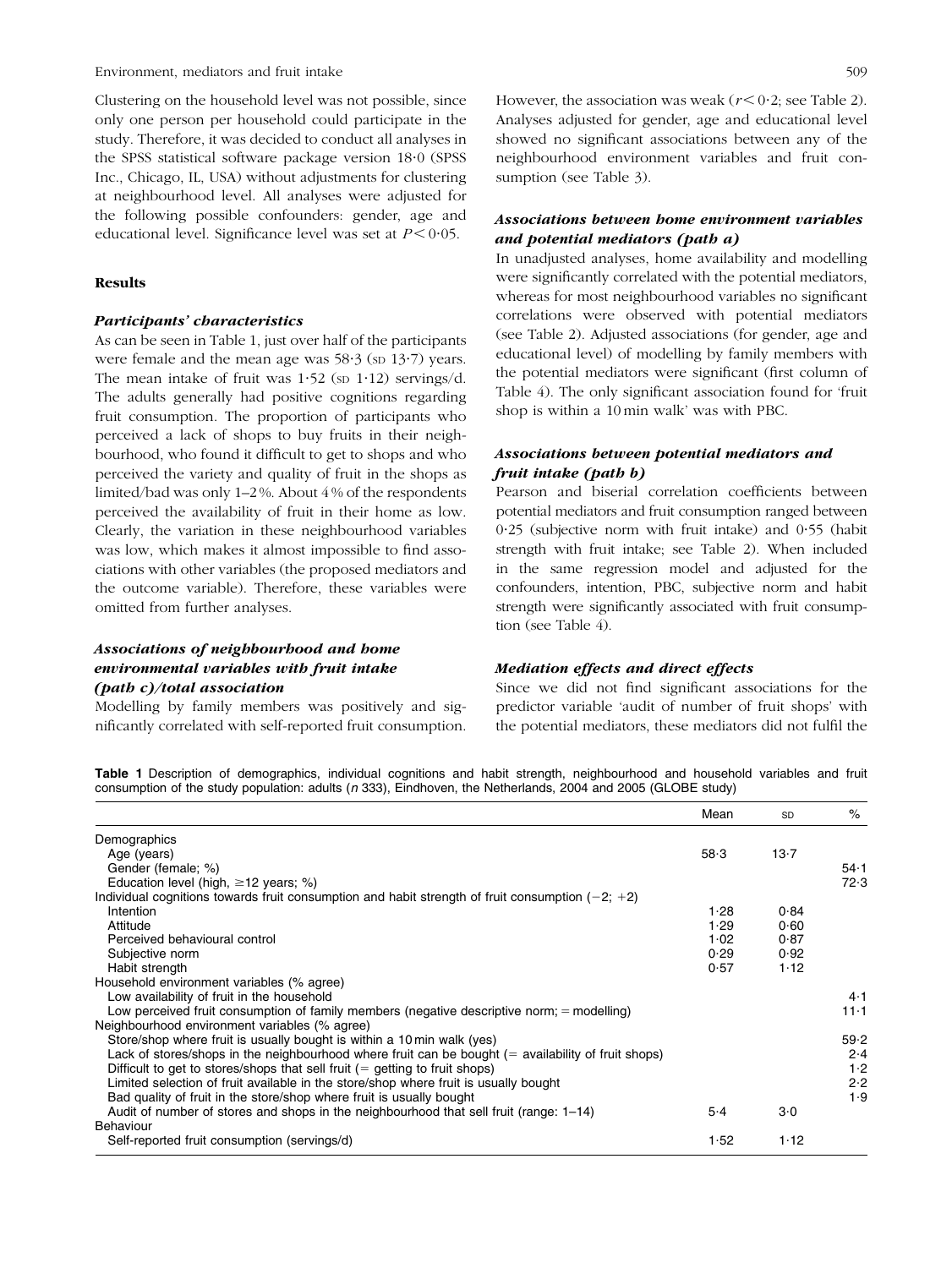Clustering on the household level was not possible, since only one person per household could participate in the study. Therefore, it was decided to conduct all analyses in the SPSS statistical software package version 18·0 (SPSS Inc., Chicago, IL, USA) without adjustments for clustering at neighbourhood level. All analyses were adjusted for the following possible confounders: gender, age and educational level. Significance level was set at $P < 0·05$.

## Results

### *Participants' characteristics*

As can be seen in Table 1, just over half of the participants were female and the mean age was 58·3 (SD 13·7) years. The mean intake of fruit was 1·52 (SD 1·12) servings/d. The adults generally had positive cognitions regarding fruit consumption. The proportion of participants who perceived a lack of shops to buy fruits in their neighbourhood, who found it difficult to get to shops and who perceived the variety and quality of fruit in the shops as limited/bad was only 1–2 %. About 4 % of the respondents perceived the availability of fruit in their home as low. Clearly, the variation in these neighbourhood variables was low, which makes it almost impossible to find associations with other variables (the proposed mediators and the outcome variable). Therefore, these variables were omitted from further analyses.

### *Associations of neighbourhood and home environmental variables with fruit intake (path c)/total association*

Modelling by family members was positively and significantly correlated with self-reported fruit consumption. However, the association was weak ($r < 0·2$; see Table 2). Analyses adjusted for gender, age and educational level showed no significant associations between any of the neighbourhood environment variables and fruit consumption (see Table 3).

### *Associations between home environment variables and potential mediators (path a)*

In unadjusted analyses, home availability and modelling were significantly correlated with the potential mediators, whereas for most neighbourhood variables no significant correlations were observed with potential mediators (see Table 2). Adjusted associations (for gender, age and educational level) of modelling by family members with the potential mediators were significant (first column of Table 4). The only significant association found for 'fruit shop is within a 10 min walk' was with PBC.

### *Associations between potential mediators and fruit intake (path b)*

Pearson and biserial correlation coefficients between potential mediators and fruit consumption ranged between 0·25 (subjective norm with fruit intake) and 0·55 (habit strength with fruit intake; see Table 2). When included in the same regression model and adjusted for the confounders, intention, PBC, subjective norm and habit strength were significantly associated with fruit consumption (see Table 4).

### *Mediation effects and direct effects*

Since we did not find significant associations for the predictor variable 'audit of number of fruit shops' with the potential mediators, these mediators did not fulfil the

**Table 1** Description of demographics, individual cognitions and habit strength, neighbourhood and household variables and fruit consumption of the study population: adults (*n* 333), Eindhoven, the Netherlands, 2004 and 2005 (GLOBE study)

| | Mean | SD | % |
|---|---|---|---|
| Demographics | | | |
| Age (years) | 58·3 | 13·7 | |
| Gender (female; %) | | | 54·1 |
| Education level (high, ≥12 years; %) | | | 72·3 |
| Individual cognitions towards fruit consumption and habit strength of fruit consumption (−2; +2) | | | |
| Intention | 1·28 | 0·84 | |
| Attitude | 1·29 | 0·60 | |
| Perceived behavioural control | 1·02 | 0·87 | |
| Subjective norm | 0·29 | 0·92 | |
| Habit strength | 0·57 | 1·12 | |
| Household environment variables (% agree) | | | |
| Low availability of fruit in the household | | | 4·1 |
| Low perceived fruit consumption of family members (negative descriptive norm; = modelling) | | | 11·1 |
| Neighbourhood environment variables (% agree) | | | |
| Store/shop where fruit is usually bought is within a 10 min walk (yes) | | | 59·2 |
| Lack of stores/shops in the neighbourhood where fruit can be bought (= availability of fruit shops) | | | 2·4 |
| Difficult to get to stores/shops that sell fruit (= getting to fruit shops) | | | 1·2 |
| Limited selection of fruit available in the store/shop where fruit is usually bought | | | 2·2 |
| Bad quality of fruit in the store/shop where fruit is usually bought | | | 1·9 |
| Audit of number of stores and shops in the neighbourhood that sell fruit (range: 1–14) | 5·4 | 3·0 | |
| Behaviour | | | |
| Self-reported fruit consumption (servings/d) | 1·52 | 1·12 | |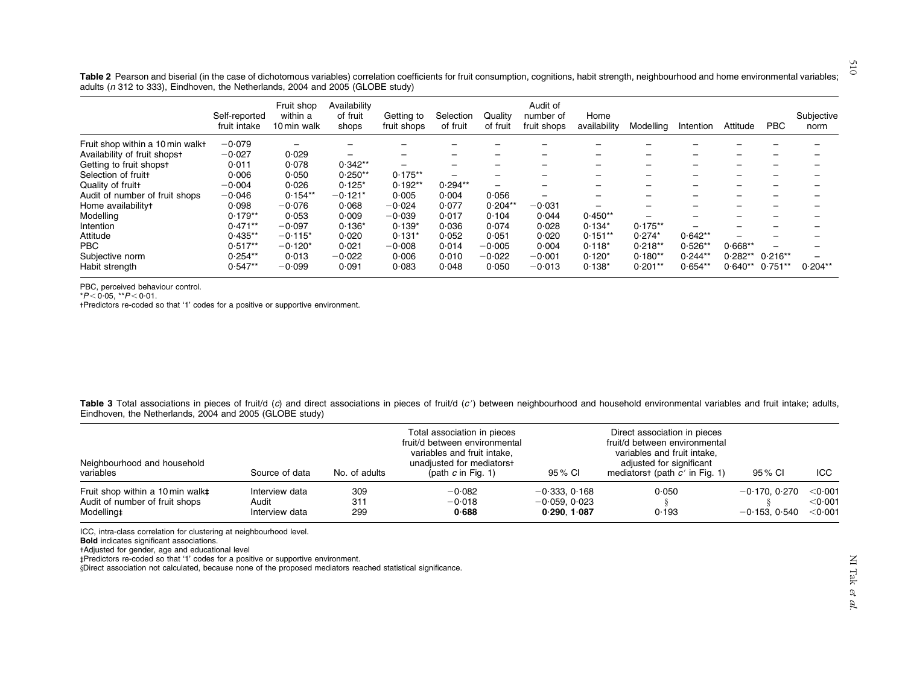**Table 2** Pearson and biserial (in the case of dichotomous variables) correlation coefficients for fruit consumption, cognitions, habit strength, neighbourhood and home environmental variables; adults (*n* 312 to 333), Eindhoven, the Netherlands, 2004 and 2005 (GLOBE study)

| | Self-reported fruit intake | Fruit shop within a 10 min walk | Availability of fruit shops | Getting to fruit shops | Selection of fruit | Quality of fruit | Audit of number of fruit shops | Home availability | Modelling | Intention | Attitude | PBC | Subjective norm |
|---|---|---|---|---|---|---|---|---|---|---|---|---|---|
| Fruit shop within a 10 min walk† | −0·079 | – | – | – | – | – | – | – | – | – | – | – | – |
| Availability of fruit shops† | −0·027 | 0·029 | – | – | – | – | – | – | – | – | – | – | – |
| Getting to fruit shops† | 0·011 | 0·078 | 0·342** | – | – | – | – | – | – | – | – | – | – |
| Selection of fruit† | 0·006 | 0·050 | 0·250** | 0·175** | – | – | – | – | – | – | – | – | – |
| Quality of fruit† | −0·004 | 0·026 | 0·125* | 0·192** | 0·294** | – | – | – | – | – | – | – | – |
| Audit of number of fruit shops | −0·046 | 0·154** | −0·121* | 0·005 | 0·004 | 0·056 | – | – | – | – | – | – | – |
| Home availability† | 0·098 | −0·076 | 0·068 | −0·024 | 0·077 | 0·204** | −0·031 | – | – | – | – | – | – |
| Modelling | 0·179** | 0·053 | 0·009 | −0·039 | 0·017 | 0·104 | 0·044 | 0·450** | – | – | – | – | – |
| Intention | 0·471** | −0·097 | 0·136* | 0·139* | 0·036 | 0·074 | 0·028 | 0·134* | 0·175** | – | – | – | – |
| Attitude | 0·435** | −0·115* | 0·020 | 0·131* | 0·052 | 0·051 | 0·020 | 0·151** | 0·274* | 0·642** | – | – | – |
| PBC | 0·517** | −0·120* | 0·021 | −0·008 | 0·014 | −0·005 | 0·004 | 0·118* | 0·218** | 0·526** | 0·668** | – | – |
| Subjective norm | 0·254** | 0·013 | −0·022 | 0·006 | 0·010 | −0·022 | −0·001 | 0·120* | 0·180** | 0·244** | 0·282** | 0·216** | – |
| Habit strength | 0·547** | −0·099 | 0·091 | 0·083 | 0·048 | 0·050 | −0·013 | 0·138* | 0·201** | 0·654** | 0·640** | 0·751** | 0·204** |

PBC, perceived behaviour control.
$^{*}P<0·05$, $^{**}P<0·01$.
†Predictors re-coded so that '1' codes for a positive or supportive environment.

**Table 3** Total associations in pieces of fruit/d (*c*) and direct associations in pieces of fruit/d (*c′*) between neighbourhood and household environmental variables and fruit intake; adults, Eindhoven, the Netherlands, 2004 and 2005 (GLOBE study)

| Neighbourhood and household variables | Source of data | No. of adults | Total association in pieces fruit/d between environmental variables and fruit intake, unadjusted for mediators† (path *c* in Fig. 1) | 95 % CI | Direct association in pieces fruit/d between environmental variables and fruit intake, adjusted for significant mediators† (path *c′* in Fig. 1) | 95 % CI | ICC |
|---|---|---|---|---|---|---|---|
| Fruit shop within a 10 min walk‡ | Interview data | 309 | −0·082 | −0·333, 0·168 | 0·050 | −0·170, 0·270 | <0·001 |
| Audit of number of fruit shops | Audit | 311 | −0·018 | −0·059, 0·023 | § | § | <0·001 |
| Modelling‡ | Interview data | 299 | **0·688** | **0·290, 1·087** | 0·193 | −0·153, 0·540 | <0·001 |

ICC, intra-class correlation for clustering at neighbourhood level.
**Bold** indicates significant associations.
†Adjusted for gender, age and educational level
‡Predictors re-coded so that '1' codes for a positive or supportive environment.
§Direct association not calculated, because none of the proposed mediators reached statistical significance.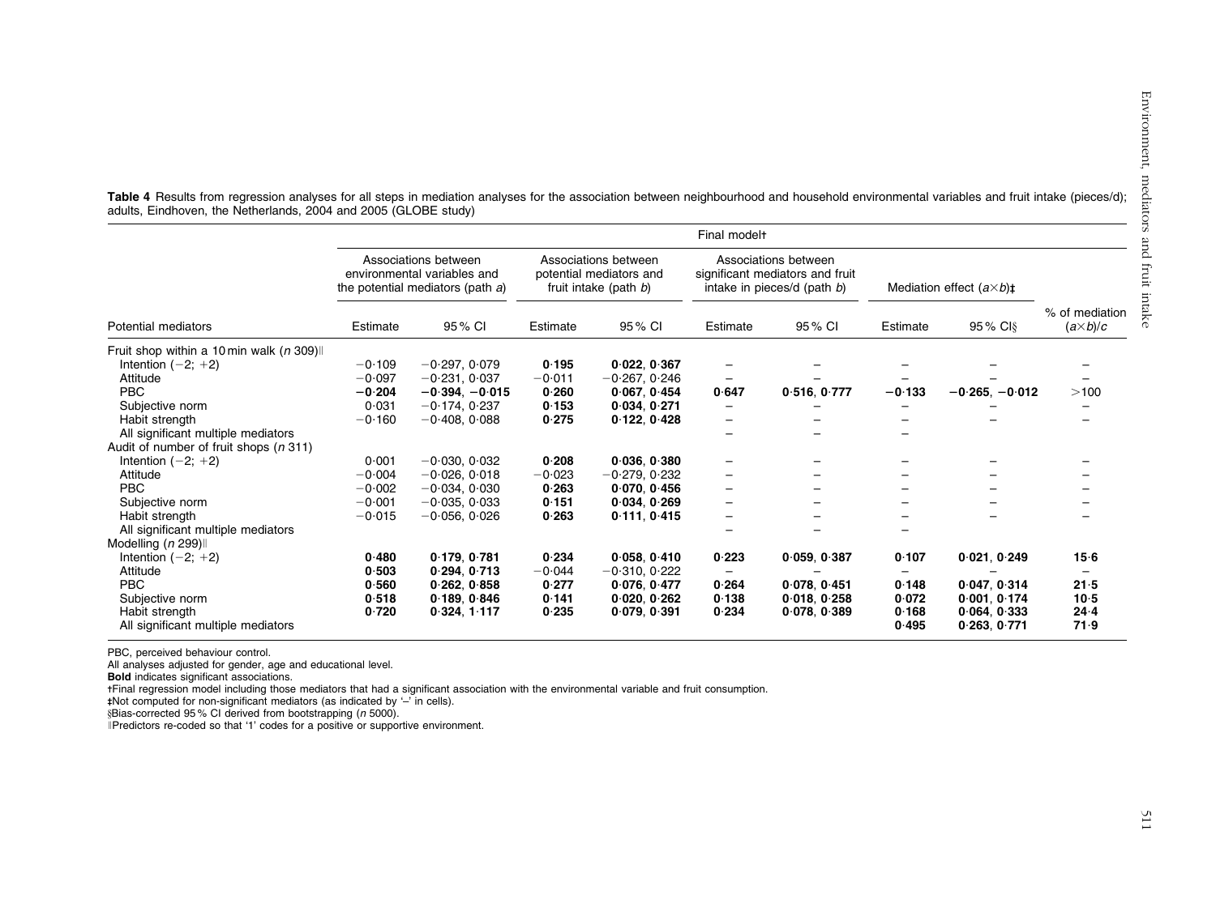**Table 4** Results from regression analyses for all steps in mediation analyses for the association between neighbourhood and household environmental variables and fruit intake (pieces/d); adults, Eindhoven, the Netherlands, 2004 and 2005 (GLOBE study)

| | | | | | Final model† | | | | |
|---|---|---|---|---|---|---|---|---|---|
| | Associations between environmental variables and the potential mediators (path *a*) | | Associations between potential mediators and fruit intake (path *b*) | | Associations between significant mediators and fruit intake in pieces/d (path *b*) | | Mediation effect ($a \times b$)‡ | | |
| Potential mediators | Estimate | 95 % CI | Estimate | 95 % CI | Estimate | 95 % CI | Estimate | 95 % CI§ | % of mediation ($a \times b$)/$c$ |
| Fruit shop within a 10 min walk (*n* 309)‖ | | | | | | | | | |
| Intention (−2; +2) | −0·109 | −0·297, 0·079 | **0·195** | **0·022, 0·367** | – | – | – | – | – |
| Attitude | −0·097 | −0·231, 0·037 | −0·011 | −0·267, 0·246 | – | – | – | – | – |
| PBC | **−0·204** | **−0·394, −0·015** | **0·260** | **0·067, 0·454** | **0·647** | **0·516, 0·777** | **−0·133** | **−0·265, −0·012** | >100 |
| Subjective norm | 0·031 | −0·174, 0·237 | **0·153** | **0·034, 0·271** | – | – | – | – | – |
| Habit strength | −0·160 | −0·408, 0·088 | **0·275** | **0·122, 0·428** | – | – | – | – | – |
| All significant multiple mediators | | | | | – | – | – | | |
| Audit of number of fruit shops (*n* 311) | | | | | | | | | |
| Intention (−2; +2) | 0·001 | −0·030, 0·032 | **0·208** | **0·036, 0·380** | – | – | – | – | – |
| Attitude | −0·004 | −0·026, 0·018 | −0·023 | −0·279, 0·232 | – | – | – | – | – |
| PBC | −0·002 | −0·034, 0·030 | **0·263** | **0·070, 0·456** | – | – | – | – | – |
| Subjective norm | −0·001 | −0·035, 0·033 | **0·151** | **0·034, 0·269** | – | – | – | – | – |
| Habit strength | −0·015 | −0·056, 0·026 | **0·263** | **0·111, 0·415** | – | – | – | – | – |
| All significant multiple mediators | | | | | – | – | – | | |
| Modelling (*n* 299)‖ | | | | | | | | | |
| Intention (−2; +2) | **0·480** | **0·179, 0·781** | **0·234** | **0·058, 0·410** | **0·223** | **0·059, 0·387** | **0·107** | **0·021, 0·249** | **15·6** |
| Attitude | **0·503** | **0·294, 0·713** | −0·044 | −0·310, 0·222 | – | – | – | – | – |
| PBC | **0·560** | **0·262, 0·858** | **0·277** | **0·076, 0·477** | **0·264** | **0·078, 0·451** | **0·148** | **0·047, 0·314** | **21·5** |
| Subjective norm | **0·518** | **0·189, 0·846** | **0·141** | **0·020, 0·262** | **0·138** | **0·018, 0·258** | **0·072** | **0·001, 0·174** | **10·5** |
| Habit strength | **0·720** | **0·324, 1·117** | **0·235** | **0·079, 0·391** | **0·234** | **0·078, 0·389** | **0·168** | **0·064, 0·333** | **24·4** |
| All significant multiple mediators | | | | | | | **0·495** | **0·263, 0·771** | **71·9** |

PBC, perceived behaviour control.
All analyses adjusted for gender, age and educational level.
**Bold** indicates significant associations.
†Final regression model including those mediators that had a significant association with the environmental variable and fruit consumption.
‡Not computed for non-significant mediators (as indicated by '–' in cells).
§Bias-corrected 95 % CI derived from bootstrapping (*n* 5000).
‖Predictors re-coded so that '1' codes for a positive or supportive environment.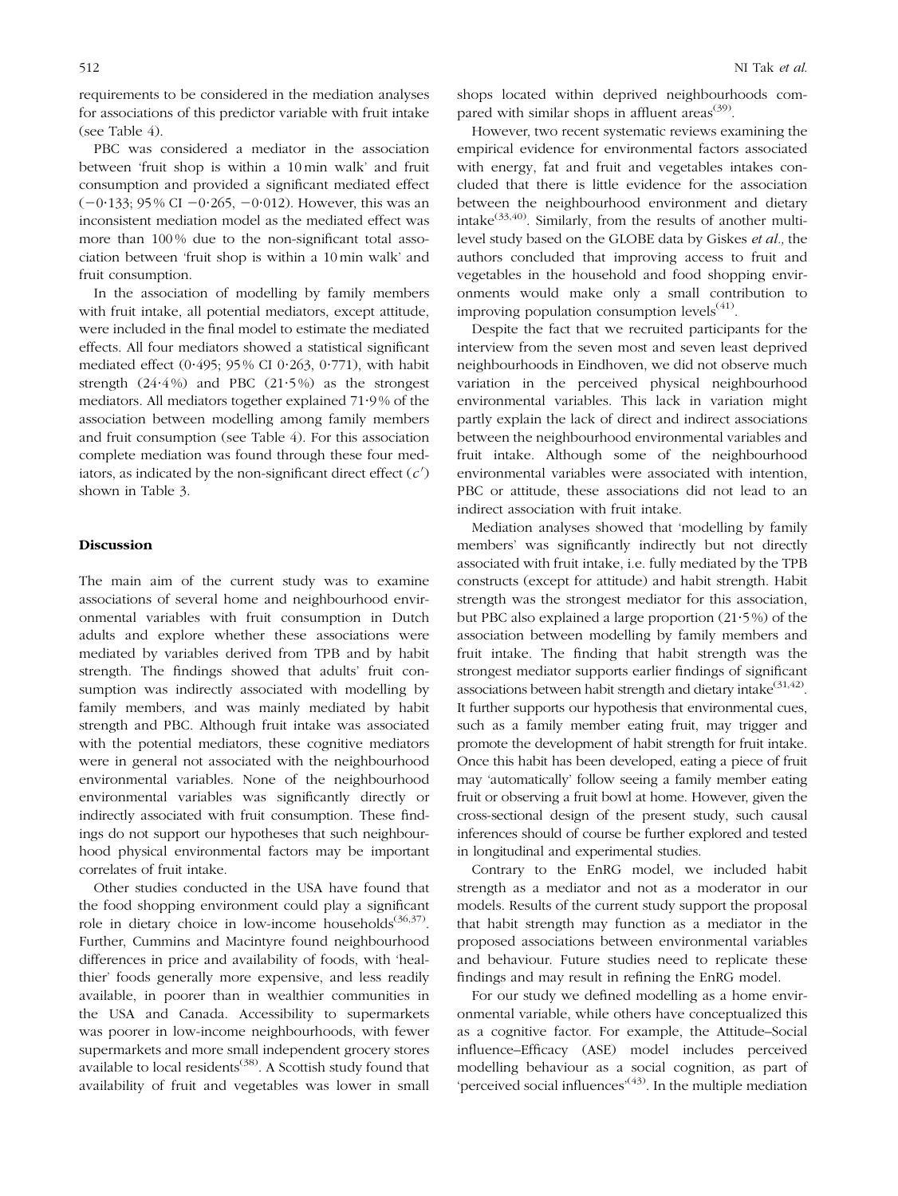requirements to be considered in the mediation analyses for associations of this predictor variable with fruit intake (see Table 4).

PBC was considered a mediator in the association between 'fruit shop is within a 10 min walk' and fruit consumption and provided a significant mediated effect (−0·133; 95 % CI −0·265, −0·012). However, this was an inconsistent mediation model as the mediated effect was more than 100 % due to the non-significant total association between 'fruit shop is within a 10 min walk' and fruit consumption.

In the association of modelling by family members with fruit intake, all potential mediators, except attitude, were included in the final model to estimate the mediated effects. All four mediators showed a statistical significant mediated effect (0·495; 95 % CI 0·263, 0·771), with habit strength (24·4 %) and PBC (21·5 %) as the strongest mediators. All mediators together explained 71·9 % of the association between modelling among family members and fruit consumption (see Table 4). For this association complete mediation was found through these four mediators, as indicated by the non-significant direct effect ($c'$) shown in Table 3.

## Discussion

The main aim of the current study was to examine associations of several home and neighbourhood environmental variables with fruit consumption in Dutch adults and explore whether these associations were mediated by variables derived from TPB and by habit strength. The findings showed that adults' fruit consumption was indirectly associated with modelling by family members, and was mainly mediated by habit strength and PBC. Although fruit intake was associated with the potential mediators, these cognitive mediators were in general not associated with the neighbourhood environmental variables. None of the neighbourhood environmental variables was significantly directly or indirectly associated with fruit consumption. These findings do not support our hypotheses that such neighbourhood physical environmental factors may be important correlates of fruit intake.

Other studies conducted in the USA have found that the food shopping environment could play a significant role in dietary choice in low-income households[36,37]. Further, Cummins and Macintyre found neighbourhood differences in price and availability of foods, with 'healthier' foods generally more expensive, and less readily available, in poorer than in wealthier communities in the USA and Canada. Accessibility to supermarkets was poorer in low-income neighbourhoods, with fewer supermarkets and more small independent grocery stores available to local residents[38]. A Scottish study found that availability of fruit and vegetables was lower in small shops located within deprived neighbourhoods compared with similar shops in affluent areas[39].

However, two recent systematic reviews examining the empirical evidence for environmental factors associated with energy, fat and fruit and vegetables intakes concluded that there is little evidence for the association between the neighbourhood environment and dietary intake[33,40]. Similarly, from the results of another multilevel study based on the GLOBE data by Giskes *et al.,* the authors concluded that improving access to fruit and vegetables in the household and food shopping environments would make only a small contribution to improving population consumption levels[41].

Despite the fact that we recruited participants for the interview from the seven most and seven least deprived neighbourhoods in Eindhoven, we did not observe much variation in the perceived physical neighbourhood environmental variables. This lack in variation might partly explain the lack of direct and indirect associations between the neighbourhood environmental variables and fruit intake. Although some of the neighbourhood environmental variables were associated with intention, PBC or attitude, these associations did not lead to an indirect association with fruit intake.

Mediation analyses showed that 'modelling by family members' was significantly indirectly but not directly associated with fruit intake, i.e. fully mediated by the TPB constructs (except for attitude) and habit strength. Habit strength was the strongest mediator for this association, but PBC also explained a large proportion (21·5 %) of the association between modelling by family members and fruit intake. The finding that habit strength was the strongest mediator supports earlier findings of significant associations between habit strength and dietary intake[31,42]. It further supports our hypothesis that environmental cues, such as a family member eating fruit, may trigger and promote the development of habit strength for fruit intake. Once this habit has been developed, eating a piece of fruit may 'automatically' follow seeing a family member eating fruit or observing a fruit bowl at home. However, given the cross-sectional design of the present study, such causal inferences should of course be further explored and tested in longitudinal and experimental studies.

Contrary to the EnRG model, we included habit strength as a mediator and not as a moderator in our models. Results of the current study support the proposal that habit strength may function as a mediator in the proposed associations between environmental variables and behaviour. Future studies need to replicate these findings and may result in refining the EnRG model.

For our study we defined modelling as a home environmental variable, while others have conceptualized this as a cognitive factor. For example, the Attitude–Social influence–Efficacy (ASE) model includes perceived modelling behaviour as a social cognition, as part of 'perceived social influences'[43]. In the multiple mediation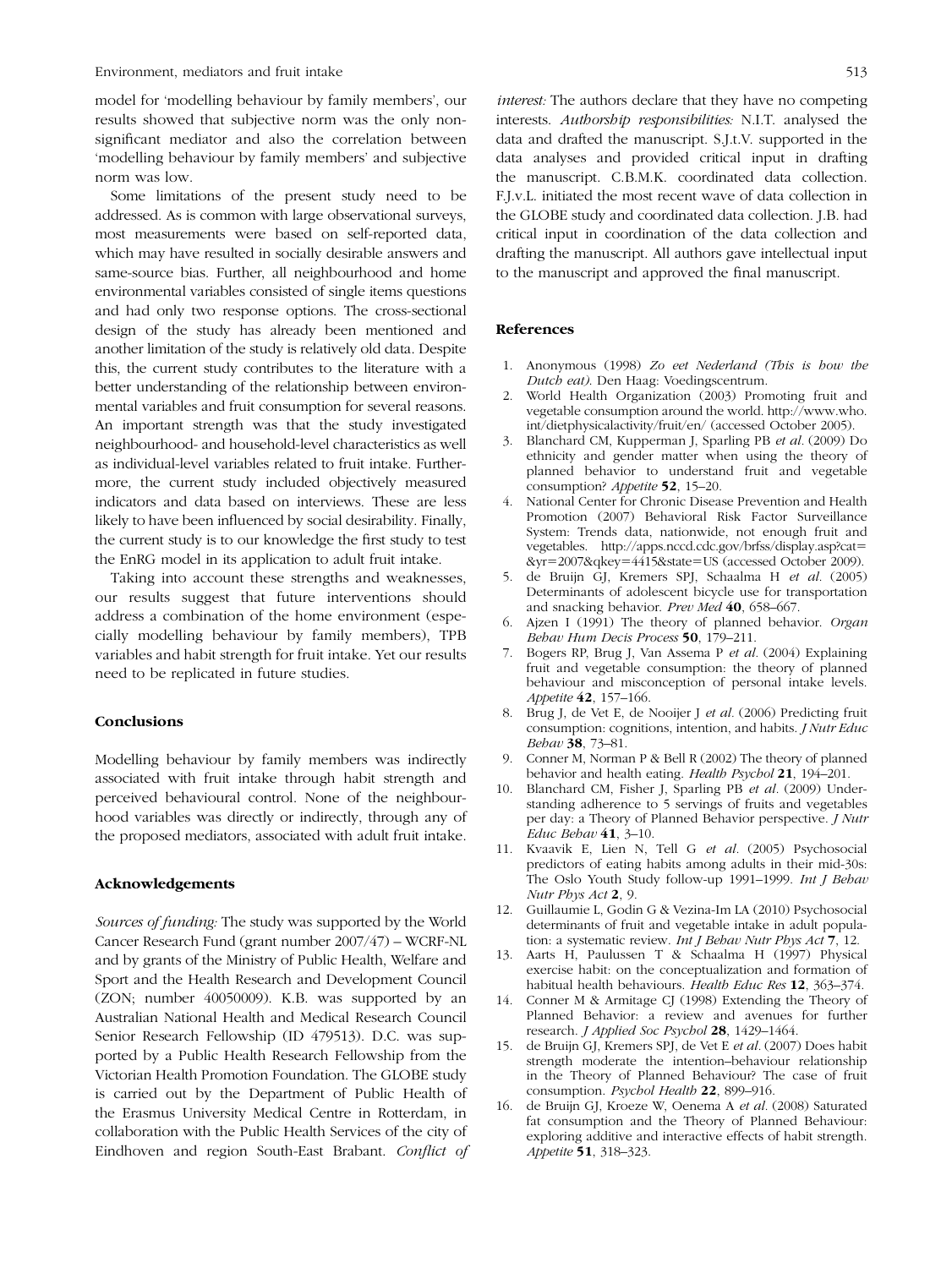model for 'modelling behaviour by family members', our results showed that subjective norm was the only non-significant mediator and also the correlation between 'modelling behaviour by family members' and subjective norm was low.

Some limitations of the present study need to be addressed. As is common with large observational surveys, most measurements were based on self-reported data, which may have resulted in socially desirable answers and same-source bias. Further, all neighbourhood and home environmental variables consisted of single items questions and had only two response options. The cross-sectional design of the study has already been mentioned and another limitation of the study is relatively old data. Despite this, the current study contributes to the literature with a better understanding of the relationship between environmental variables and fruit consumption for several reasons. An important strength was that the study investigated neighbourhood- and household-level characteristics as well as individual-level variables related to fruit intake. Furthermore, the current study included objectively measured indicators and data based on interviews. These are less likely to have been influenced by social desirability. Finally, the current study is to our knowledge the first study to test the EnRG model in its application to adult fruit intake.

Taking into account these strengths and weaknesses, our results suggest that future interventions should address a combination of the home environment (especially modelling behaviour by family members), TPB variables and habit strength for fruit intake. Yet our results need to be replicated in future studies.

## Conclusions

Modelling behaviour by family members was indirectly associated with fruit intake through habit strength and perceived behavioural control. None of the neighbourhood variables was directly or indirectly, through any of the proposed mediators, associated with adult fruit intake.

## Acknowledgements

*Sources of funding:* The study was supported by the World Cancer Research Fund (grant number 2007/47) – WCRF-NL and by grants of the Ministry of Public Health, Welfare and Sport and the Health Research and Development Council (ZON; number 40050009). K.B. was supported by an Australian National Health and Medical Research Council Senior Research Fellowship (ID 479513). D.C. was supported by a Public Health Research Fellowship from the Victorian Health Promotion Foundation. The GLOBE study is carried out by the Department of Public Health of the Erasmus University Medical Centre in Rotterdam, in collaboration with the Public Health Services of the city of Eindhoven and region South-East Brabant. *Conflict of interest:* The authors declare that they have no competing interests. *Authorship responsibilities:* N.I.T. analysed the data and drafted the manuscript. S.J.t.V. supported in the data analyses and provided critical input in drafting the manuscript. C.B.M.K. coordinated data collection. F.J.v.L. initiated the most recent wave of data collection in the GLOBE study and coordinated data collection. J.B. had critical input in coordination of the data collection and drafting the manuscript. All authors gave intellectual input to the manuscript and approved the final manuscript.

## References

1. Anonymous (1998) *Zo eet Nederland (This is how the Dutch eat)*. Den Haag: Voedingscentrum.
2. World Health Organization (2003) Promoting fruit and vegetable consumption around the world. http://www.who.int/dietphysicalactivity/fruit/en/ (accessed October 2005).
3. Blanchard CM, Kupperman J, Sparling PB *et al.* (2009) Do ethnicity and gender matter when using the theory of planned behavior to understand fruit and vegetable consumption? *Appetite* **52**, 15–20.
4. National Center for Chronic Disease Prevention and Health Promotion (2007) Behavioral Risk Factor Surveillance System: Trends data, nationwide, not enough fruit and vegetables. http://apps.nccd.cdc.gov/brfss/display.asp?cat=&yr=2007&qkey=4415&state=US (accessed October 2009).
5. de Bruijn GJ, Kremers SPJ, Schaalma H *et al.* (2005) Determinants of adolescent bicycle use for transportation and snacking behavior. *Prev Med* **40**, 658–667.
6. Ajzen I (1991) The theory of planned behavior. *Organ Behav Hum Decis Process* **50**, 179–211.
7. Bogers RP, Brug J, Van Assema P *et al.* (2004) Explaining fruit and vegetable consumption: the theory of planned behaviour and misconception of personal intake levels. *Appetite* **42**, 157–166.
8. Brug J, de Vet E, de Nooijer J *et al.* (2006) Predicting fruit consumption: cognitions, intention, and habits. *J Nutr Educ Behav* **38**, 73–81.
9. Conner M, Norman P & Bell R (2002) The theory of planned behavior and health eating. *Health Psychol* **21**, 194–201.
10. Blanchard CM, Fisher J, Sparling PB *et al.* (2009) Understanding adherence to 5 servings of fruits and vegetables per day: a Theory of Planned Behavior perspective. *J Nutr Educ Behav* **41**, 3–10.
11. Kvaavik E, Lien N, Tell G *et al.* (2005) Psychosocial predictors of eating habits among adults in their mid-30s: The Oslo Youth Study follow-up 1991–1999. *Int J Behav Nutr Phys Act* **2**, 9.
12. Guillaumie L, Godin G & Vezina-Im LA (2010) Psychosocial determinants of fruit and vegetable intake in adult population: a systematic review. *Int J Behav Nutr Phys Act* **7**, 12.
13. Aarts H, Paulussen T & Schaalma H (1997) Physical exercise habit: on the conceptualization and formation of habitual health behaviours. *Health Educ Res* **12**, 363–374.
14. Conner M & Armitage CJ (1998) Extending the Theory of Planned Behavior: a review and avenues for further research. *J Applied Soc Psychol* **28**, 1429–1464.
15. de Bruijn GJ, Kremers SPJ, de Vet E *et al.* (2007) Does habit strength moderate the intention–behaviour relationship in the Theory of Planned Behaviour? The case of fruit consumption. *Psychol Health* **22**, 899–916.
16. de Bruijn GJ, Kroeze W, Oenema A *et al.* (2008) Saturated fat consumption and the Theory of Planned Behaviour: exploring additive and interactive effects of habit strength. *Appetite* **51**, 318–323.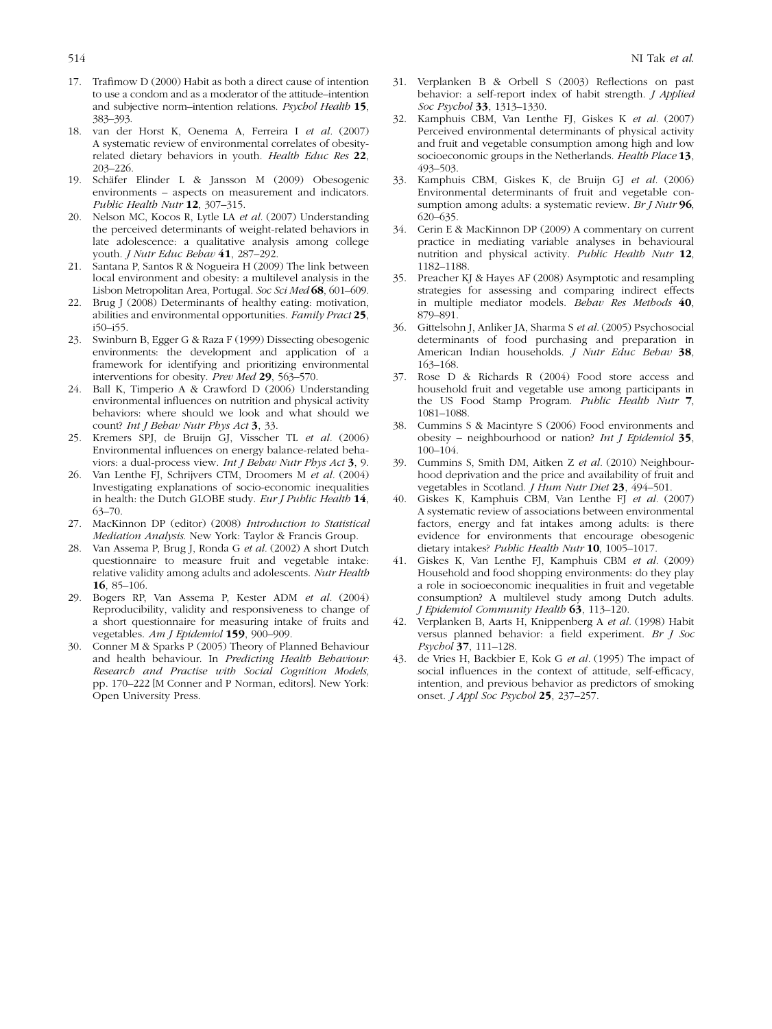17. Trafimow D (2000) Habit as both a direct cause of intention to use a condom and as a moderator of the attitude–intention and subjective norm–intention relations. *Psychol Health* **15**, 383–393.
18. van der Horst K, Oenema A, Ferreira I *et al*. (2007) A systematic review of environmental correlates of obesity-related dietary behaviors in youth. *Health Educ Res* **22**, 203–226.
19. Schäfer Elinder L & Jansson M (2009) Obesogenic environments – aspects on measurement and indicators. *Public Health Nutr* **12**, 307–315.
20. Nelson MC, Kocos R, Lytle LA *et al*. (2007) Understanding the perceived determinants of weight-related behaviors in late adolescence: a qualitative analysis among college youth. *J Nutr Educ Behav* **41**, 287–292.
21. Santana P, Santos R & Nogueira H (2009) The link between local environment and obesity: a multilevel analysis in the Lisbon Metropolitan Area, Portugal. *Soc Sci Med* **68**, 601–609.
22. Brug J (2008) Determinants of healthy eating: motivation, abilities and environmental opportunities. *Family Pract* **25**, i50–i55.
23. Swinburn B, Egger G & Raza F (1999) Dissecting obesogenic environments: the development and application of a framework for identifying and prioritizing environmental interventions for obesity. *Prev Med* **29**, 563–570.
24. Ball K, Timperio A & Crawford D (2006) Understanding environmental influences on nutrition and physical activity behaviors: where should we look and what should we count? *Int J Behav Nutr Phys Act* **3**, 33.
25. Kremers SPJ, de Bruijn GJ, Visscher TL *et al*. (2006) Environmental influences on energy balance-related behaviors: a dual-process view. *Int J Behav Nutr Phys Act* **3**, 9.
26. Van Lenthe FJ, Schrijvers CTM, Droomers M *et al*. (2004) Investigating explanations of socio-economic inequalities in health: the Dutch GLOBE study. *Eur J Public Health* **14**, 63–70.
27. MacKinnon DP (editor) (2008) *Introduction to Statistical Mediation Analysis*. New York: Taylor & Francis Group.
28. Van Assema P, Brug J, Ronda G *et al*. (2002) A short Dutch questionnaire to measure fruit and vegetable intake: relative validity among adults and adolescents. *Nutr Health* **16**, 85–106.
29. Bogers RP, Van Assema P, Kester ADM *et al*. (2004) Reproducibility, validity and responsiveness to change of a short questionnaire for measuring intake of fruits and vegetables. *Am J Epidemiol* **159**, 900–909.
30. Conner M & Sparks P (2005) Theory of Planned Behaviour and health behaviour. In *Predicting Health Behaviour: Research and Practise with Social Cognition Models,* pp. 170–222 [M Conner and P Norman, editors]. New York: Open University Press.
31. Verplanken B & Orbell S (2003) Reflections on past behavior: a self-report index of habit strength. *J Applied Soc Psychol* **33**, 1313–1330.
32. Kamphuis CBM, Van Lenthe FJ, Giskes K *et al*. (2007) Perceived environmental determinants of physical activity and fruit and vegetable consumption among high and low socioeconomic groups in the Netherlands. *Health Place* **13**, 493–503.
33. Kamphuis CBM, Giskes K, de Bruijn GJ *et al*. (2006) Environmental determinants of fruit and vegetable consumption among adults: a systematic review. *Br J Nutr* **96**, 620–635.
34. Cerin E & MacKinnon DP (2009) A commentary on current practice in mediating variable analyses in behavioural nutrition and physical activity. *Public Health Nutr* **12**, 1182–1188.
35. Preacher KJ & Hayes AF (2008) Asymptotic and resampling strategies for assessing and comparing indirect effects in multiple mediator models. *Behav Res Methods* **40**, 879–891.
36. Gittelsohn J, Anliker JA, Sharma S *et al*. (2005) Psychosocial determinants of food purchasing and preparation in American Indian households. *J Nutr Educ Behav* **38**, 163–168.
37. Rose D & Richards R (2004) Food store access and household fruit and vegetable use among participants in the US Food Stamp Program. *Public Health Nutr* **7**, 1081–1088.
38. Cummins S & Macintyre S (2006) Food environments and obesity – neighbourhood or nation? *Int J Epidemiol* **35**, 100–104.
39. Cummins S, Smith DM, Aitken Z *et al*. (2010) Neighbourhood deprivation and the price and availability of fruit and vegetables in Scotland. *J Hum Nutr Diet* **23**, 494–501.
40. Giskes K, Kamphuis CBM, Van Lenthe FJ *et al*. (2007) A systematic review of associations between environmental factors, energy and fat intakes among adults: is there evidence for environments that encourage obesogenic dietary intakes? *Public Health Nutr* **10**, 1005–1017.
41. Giskes K, Van Lenthe FJ, Kamphuis CBM *et al*. (2009) Household and food shopping environments: do they play a role in socioeconomic inequalities in fruit and vegetable consumption? A multilevel study among Dutch adults. *J Epidemiol Community Health* **63**, 113–120.
42. Verplanken B, Aarts H, Knippenberg A *et al*. (1998) Habit versus planned behavior: a field experiment. *Br J Soc Psychol* **37**, 111–128.
43. de Vries H, Backbier E, Kok G *et al*. (1995) The impact of social influences in the context of attitude, self-efficacy, intention, and previous behavior as predictors of smoking onset. *J Appl Soc Psychol* **25**, 237–257.